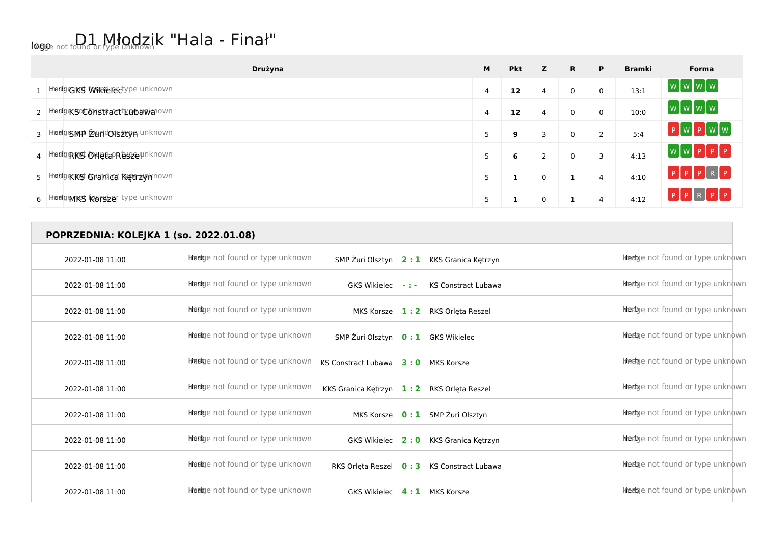# D1 Młodzik "Hala - Finał"

| | Drużyna | M | Pkt | Z | R | P | Bramki | Forma |
|---|---|---|---|---|---|---|---|---|
| 1 | GKS Wikielec | 4 | **12** | 4 | 0 | 0 | 13:1 | W W W W |
| 2 | KS Constract Lubawa | 4 | **12** | 4 | 0 | 0 | 10:0 | W W W W |
| 3 | SMP Żuri Olsztyn | 5 | **9** | 3 | 0 | 2 | 5:4 | P W P W W |
| 4 | RKS Orlęta Reszel | 5 | **6** | 2 | 0 | 3 | 4:13 | W W P P P |
| 5 | KKS Granica Kętrzyn | 5 | **1** | 0 | 1 | 4 | 4:10 | P P P R P |
| 6 | MKS Korsze | 5 | **1** | 0 | 1 | 4 | 4:12 | P P R P P |

## POPRZEDNIA: KOLEJKA 1 (so. 2022.01.08)

| Data | Gospodarz | Wynik | Gość |
|---|---|---|---|
| 2022-01-08 11:00 | SMP Żuri Olsztyn | **2 : 1** | KKS Granica Kętrzyn |
| 2022-01-08 11:00 | GKS Wikielec | **- : -** | KS Constract Lubawa |
| 2022-01-08 11:00 | MKS Korsze | **1 : 2** | RKS Orlęta Reszel |
| 2022-01-08 11:00 | SMP Żuri Olsztyn | **0 : 1** | GKS Wikielec |
| 2022-01-08 11:00 | KS Constract Lubawa | **3 : 0** | MKS Korsze |
| 2022-01-08 11:00 | KKS Granica Kętrzyn | **1 : 2** | RKS Orlęta Reszel |
| 2022-01-08 11:00 | MKS Korsze | **0 : 1** | SMP Żuri Olsztyn |
| 2022-01-08 11:00 | GKS Wikielec | **2 : 0** | KKS Granica Kętrzyn |
| 2022-01-08 11:00 | RKS Orlęta Reszel | **0 : 3** | KS Constract Lubawa |
| 2022-01-08 11:00 | GKS Wikielec | **4 : 1** | MKS Korsze |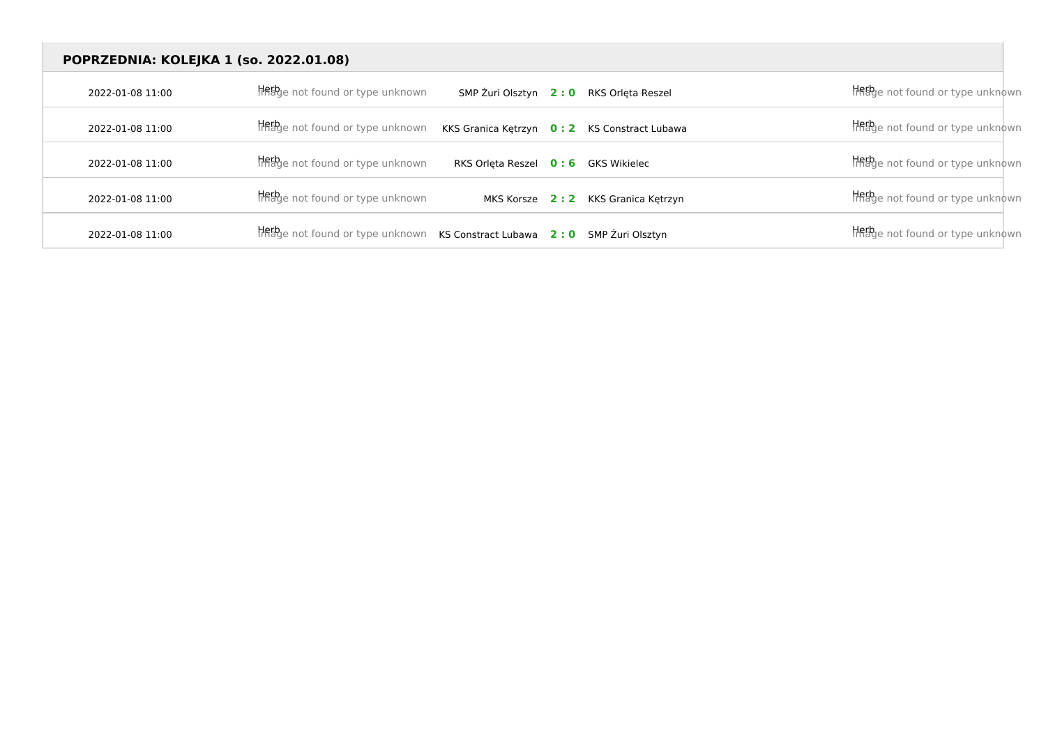## POPRZEDNIA: KOLEJKA 1 (so. 2022.01.08)

| | | | | | |
|---|---|---|---|---|---|
| 2022-01-08 11:00 | Herb | SMP Żuri Olsztyn | **2 : 0** | RKS Orlęta Reszel | Herb |
| 2022-01-08 11:00 | Herb | KKS Granica Kętrzyn | **0 : 2** | KS Constract Lubawa | Herb |
| 2022-01-08 11:00 | Herb | RKS Orlęta Reszel | **0 : 6** | GKS Wikielec | Herb |
| 2022-01-08 11:00 | Herb | MKS Korsze | **2 : 2** | KKS Granica Kętrzyn | Herb |
| 2022-01-08 11:00 | Herb | KS Constract Lubawa | **2 : 0** | SMP Żuri Olsztyn | Herb |